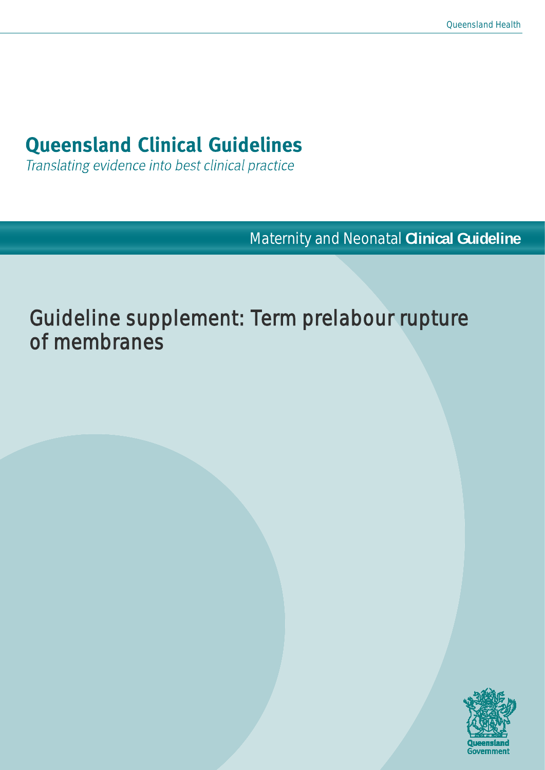# Queensland Clinical Guidelines

*Translating evidence into best clinical practice*

Maternity and Neonatal **Clinical Guideline**

## Guideline supplement: Term prelabour rupture of membranes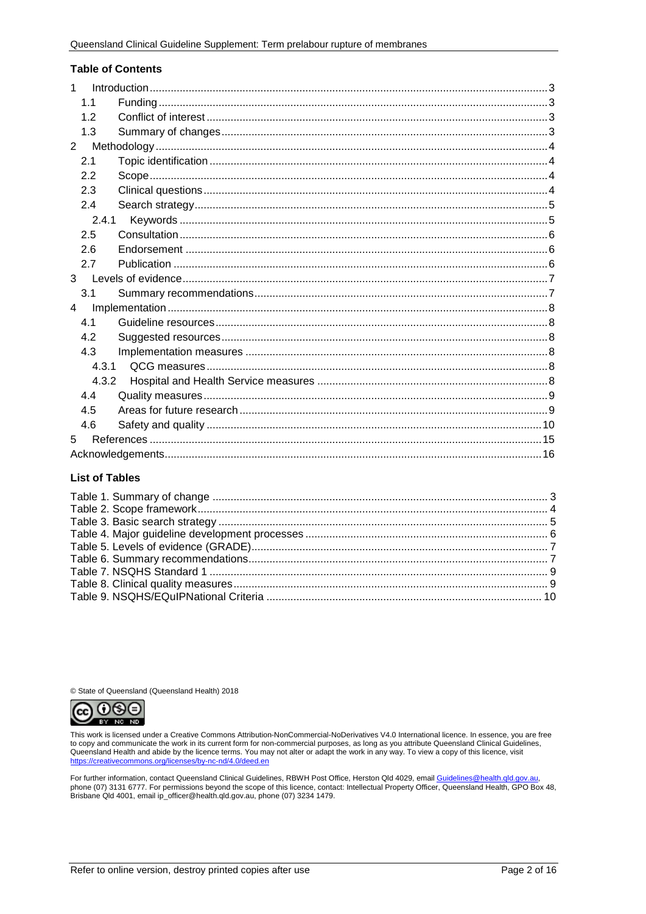**Table of Contents**

1 Introduction ..... 3
  1.1 Funding ..... 3
  1.2 Conflict of interest ..... 3
  1.3 Summary of changes ..... 3
2 Methodology ..... 4
  2.1 Topic identification ..... 4
  2.2 Scope ..... 4
  2.3 Clinical questions ..... 4
  2.4 Search strategy ..... 5
    2.4.1 Keywords ..... 5
  2.5 Consultation ..... 6
  2.6 Endorsement ..... 6
  2.7 Publication ..... 6
3 Levels of evidence ..... 7
  3.1 Summary recommendations ..... 7
4 Implementation ..... 8
  4.1 Guideline resources ..... 8
  4.2 Suggested resources ..... 8
  4.3 Implementation measures ..... 8
    4.3.1 QCG measures ..... 8
    4.3.2 Hospital and Health Service measures ..... 8
  4.4 Quality measures ..... 9
  4.5 Areas for future research ..... 9
  4.6 Safety and quality ..... 10
5 References ..... 15
Acknowledgements ..... 16

**List of Tables**

Table 1. Summary of change ..... 3
Table 2. Scope framework ..... 4
Table 3. Basic search strategy ..... 5
Table 4. Major guideline development processes ..... 6
Table 5. Levels of evidence (GRADE) ..... 7
Table 6. Summary recommendations ..... 7
Table 7. NSQHS Standard 1 ..... 9
Table 8. Clinical quality measures ..... 9
Table 9. NSQHS/EQuIPNational Criteria ..... 10

© State of Queensland (Queensland Health) 2018

This work is licensed under a Creative Commons Attribution-NonCommercial-NoDerivatives V4.0 International licence. In essence, you are free to copy and communicate the work in its current form for non-commercial purposes, as long as you attribute Queensland Clinical Guidelines, Queensland Health and abide by the licence terms. You may not alter or adapt the work in any way. To view a copy of this licence, visit https://creativecommons.org/licenses/by-nc-nd/4.0/deed.en

For further information, contact Queensland Clinical Guidelines, RBWH Post Office, Herston Qld 4029, email Guidelines@health.qld.gov.au, phone (07) 3131 6777. For permissions beyond the scope of this licence, contact: Intellectual Property Officer, Queensland Health, GPO Box 48, Brisbane Qld 4001, email ip_officer@health.qld.gov.au, phone (07) 3234 1479.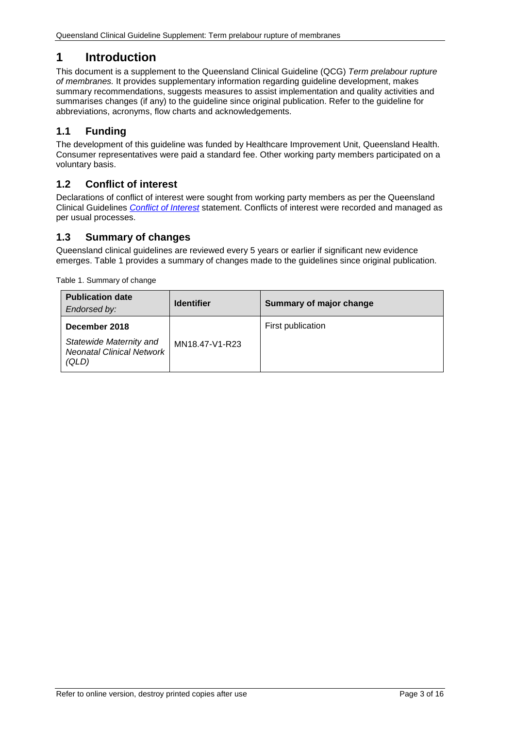# 1 Introduction

This document is a supplement to the Queensland Clinical Guideline (QCG) *Term prelabour rupture of membranes.* It provides supplementary information regarding guideline development, makes summary recommendations, suggests measures to assist implementation and quality activities and summarises changes (if any) to the guideline since original publication. Refer to the guideline for abbreviations, acronyms, flow charts and acknowledgements.

## 1.1 Funding

The development of this guideline was funded by Healthcare Improvement Unit, Queensland Health. Consumer representatives were paid a standard fee. Other working party members participated on a voluntary basis.

## 1.2 Conflict of interest

Declarations of conflict of interest were sought from working party members as per the Queensland Clinical Guidelines *Conflict of Interest* statement. Conflicts of interest were recorded and managed as per usual processes.

## 1.3 Summary of changes

Queensland clinical guidelines are reviewed every 5 years or earlier if significant new evidence emerges. Table 1 provides a summary of changes made to the guidelines since original publication.

Table 1. Summary of change

| **Publication date** *Endorsed by:* | **Identifier** | **Summary of major change** |
|---|---|---|
| **December 2018** *Statewide Maternity and Neonatal Clinical Network (QLD)* | MN18.47-V1-R23 | First publication |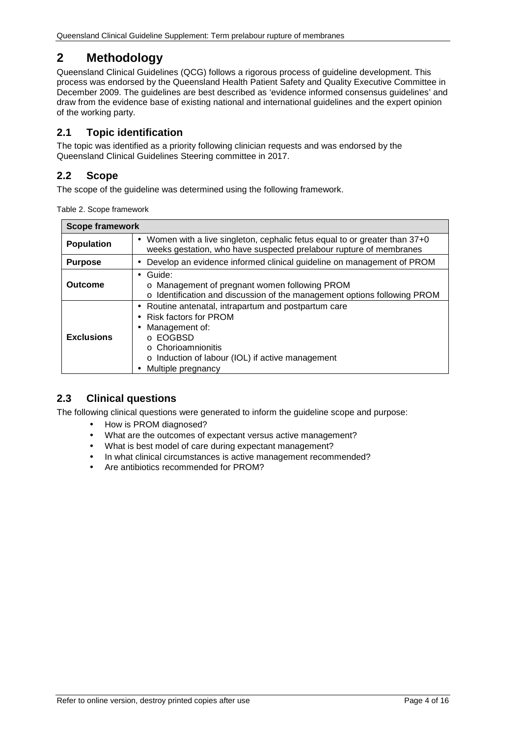# 2 Methodology

Queensland Clinical Guidelines (QCG) follows a rigorous process of guideline development. This process was endorsed by the Queensland Health Patient Safety and Quality Executive Committee in December 2009. The guidelines are best described as 'evidence informed consensus guidelines' and draw from the evidence base of existing national and international guidelines and the expert opinion of the working party.

## 2.1 Topic identification

The topic was identified as a priority following clinician requests and was endorsed by the Queensland Clinical Guidelines Steering committee in 2017.

## 2.2 Scope

The scope of the guideline was determined using the following framework.

Table 2. Scope framework

| Scope framework | |
|---|---|
| **Population** | • Women with a live singleton, cephalic fetus equal to or greater than 37+0 weeks gestation, who have suspected prelabour rupture of membranes |
| **Purpose** | • Develop an evidence informed clinical guideline on management of PROM |
| **Outcome** | • Guide:<br>o Management of pregnant women following PROM<br>o Identification and discussion of the management options following PROM |
| **Exclusions** | • Routine antenatal, intrapartum and postpartum care<br>• Risk factors for PROM<br>• Management of:<br>o EOGBSD<br>o Chorioamnionitis<br>o Induction of labour (IOL) if active management<br>• Multiple pregnancy |

## 2.3 Clinical questions

The following clinical questions were generated to inform the guideline scope and purpose:

- How is PROM diagnosed?
- What are the outcomes of expectant versus active management?
- What is best model of care during expectant management?
- In what clinical circumstances is active management recommended?
- Are antibiotics recommended for PROM?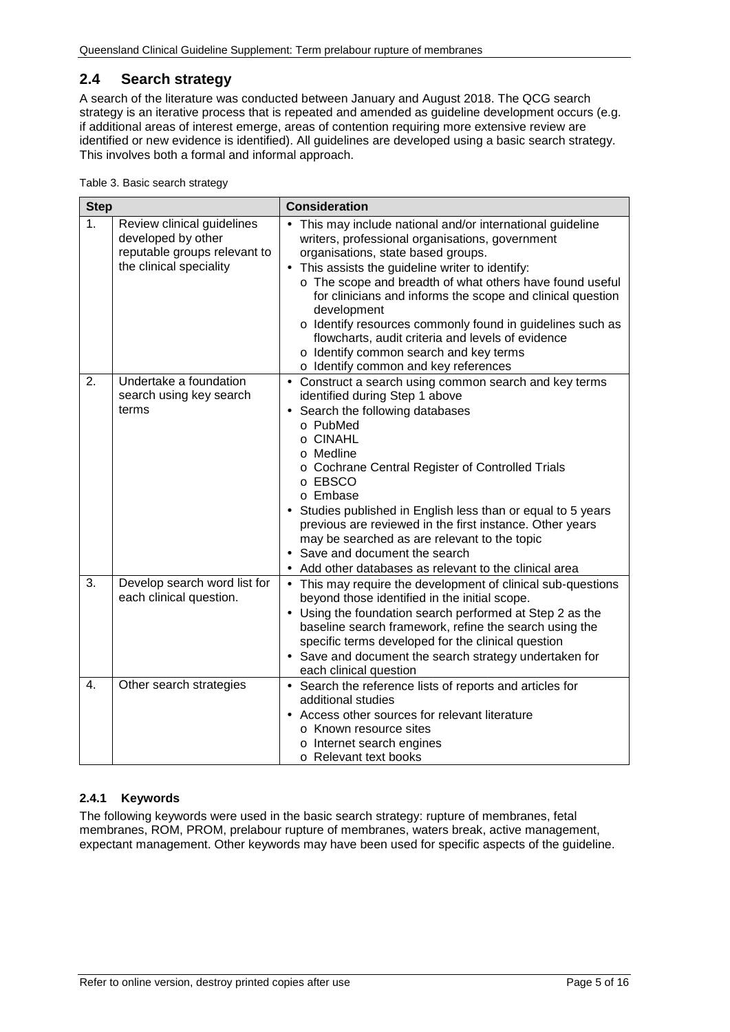## 2.4 Search strategy

A search of the literature was conducted between January and August 2018. The QCG search strategy is an iterative process that is repeated and amended as guideline development occurs (e.g. if additional areas of interest emerge, areas of contention requiring more extensive review are identified or new evidence is identified). All guidelines are developed using a basic search strategy. This involves both a formal and informal approach.

Table 3. Basic search strategy

| Step | | Consideration |
|---|---|---|
| 1. | Review clinical guidelines developed by other reputable groups relevant to the clinical speciality | • This may include national and/or international guideline writers, professional organisations, government organisations, state based groups.<br>• This assists the guideline writer to identify:<br>o The scope and breadth of what others have found useful for clinicians and informs the scope and clinical question development<br>o Identify resources commonly found in guidelines such as flowcharts, audit criteria and levels of evidence<br>o Identify common search and key terms<br>o Identify common and key references |
| 2. | Undertake a foundation search using key search terms | • Construct a search using common search and key terms identified during Step 1 above<br>• Search the following databases<br>o PubMed<br>o CINAHL<br>o Medline<br>o Cochrane Central Register of Controlled Trials<br>o EBSCO<br>o Embase<br>• Studies published in English less than or equal to 5 years previous are reviewed in the first instance. Other years may be searched as are relevant to the topic<br>• Save and document the search<br>• Add other databases as relevant to the clinical area |
| 3. | Develop search word list for each clinical question. | • This may require the development of clinical sub-questions beyond those identified in the initial scope.<br>• Using the foundation search performed at Step 2 as the baseline search framework, refine the search using the specific terms developed for the clinical question<br>• Save and document the search strategy undertaken for each clinical question |
| 4. | Other search strategies | • Search the reference lists of reports and articles for additional studies<br>• Access other sources for relevant literature<br>o Known resource sites<br>o Internet search engines<br>o Relevant text books |

### 2.4.1 Keywords

The following keywords were used in the basic search strategy: rupture of membranes, fetal membranes, ROM, PROM, prelabour rupture of membranes, waters break, active management, expectant management. Other keywords may have been used for specific aspects of the guideline.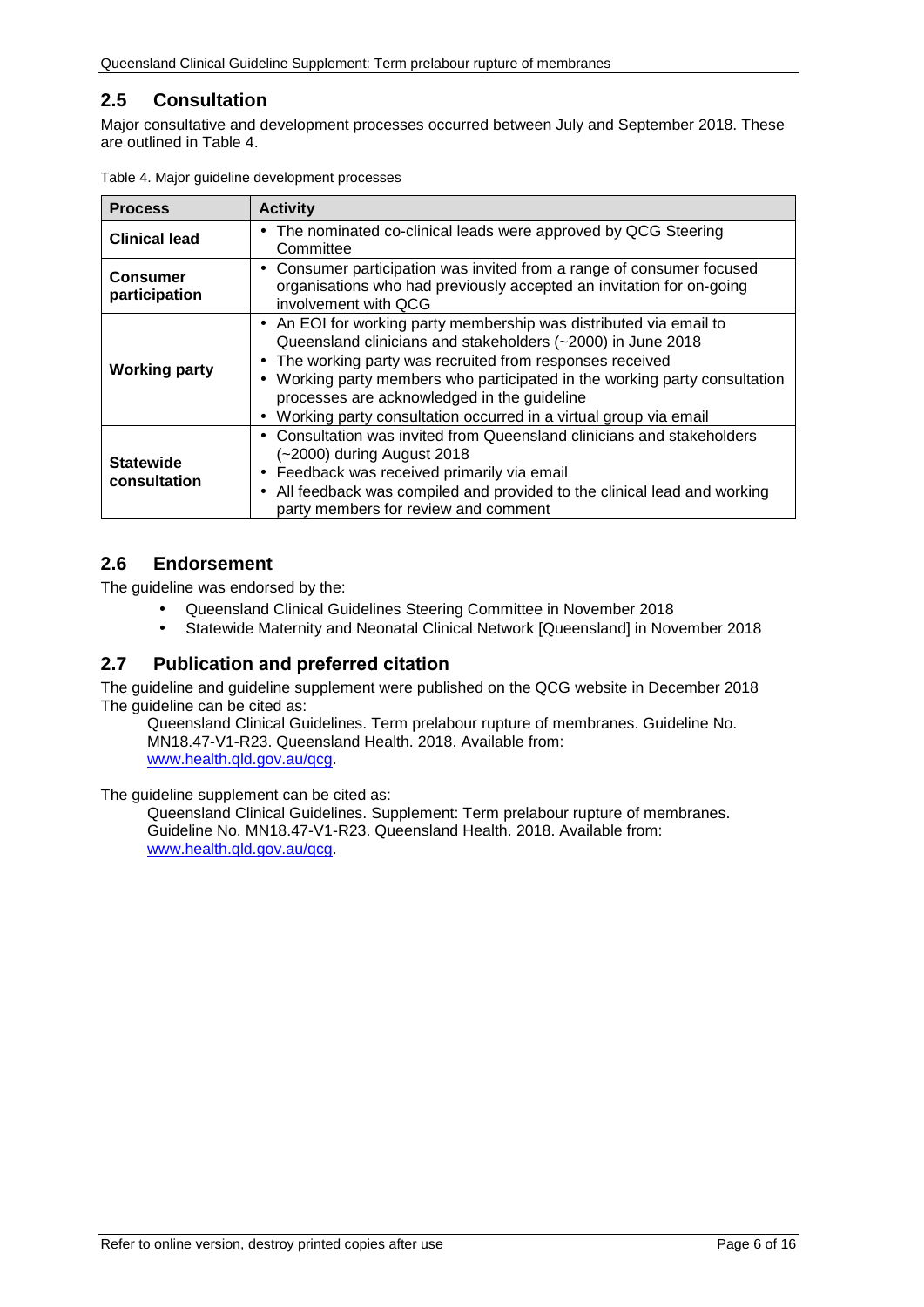## 2.5 Consultation

Major consultative and development processes occurred between July and September 2018. These are outlined in Table 4.

Table 4. Major guideline development processes

| Process | Activity |
| --- | --- |
| **Clinical lead** | • The nominated co-clinical leads were approved by QCG Steering Committee |
| **Consumer participation** | • Consumer participation was invited from a range of consumer focused organisations who had previously accepted an invitation for on-going involvement with QCG |
| **Working party** | • An EOI for working party membership was distributed via email to Queensland clinicians and stakeholders (~2000) in June 2018<br>• The working party was recruited from responses received<br>• Working party members who participated in the working party consultation processes are acknowledged in the guideline<br>• Working party consultation occurred in a virtual group via email |
| **Statewide consultation** | • Consultation was invited from Queensland clinicians and stakeholders (~2000) during August 2018<br>• Feedback was received primarily via email<br>• All feedback was compiled and provided to the clinical lead and working party members for review and comment |

## 2.6 Endorsement

The guideline was endorsed by the:

- Queensland Clinical Guidelines Steering Committee in November 2018
- Statewide Maternity and Neonatal Clinical Network [Queensland] in November 2018

## 2.7 Publication and preferred citation

The guideline and guideline supplement were published on the QCG website in December 2018
The guideline can be cited as:

> Queensland Clinical Guidelines. Term prelabour rupture of membranes. Guideline No. MN18.47-V1-R23. Queensland Health. 2018. Available from: www.health.qld.gov.au/qcg.

The guideline supplement can be cited as:

> Queensland Clinical Guidelines. Supplement: Term prelabour rupture of membranes. Guideline No. MN18.47-V1-R23. Queensland Health. 2018. Available from: www.health.qld.gov.au/qcg.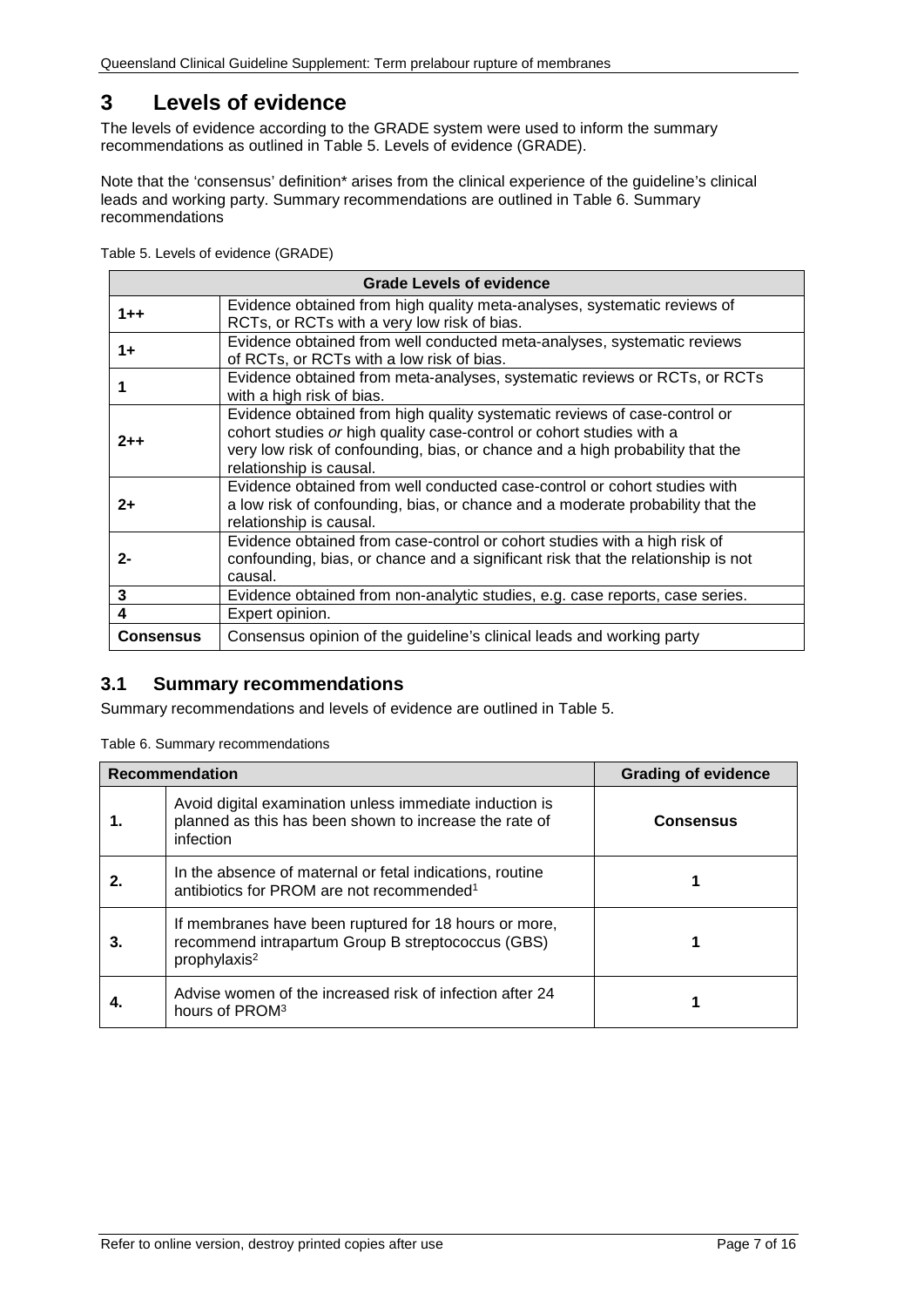# 3 Levels of evidence

The levels of evidence according to the GRADE system were used to inform the summary recommendations as outlined in Table 5. Levels of evidence (GRADE).

Note that the 'consensus' definition* arises from the clinical experience of the guideline's clinical leads and working party. Summary recommendations are outlined in Table 6. Summary recommendations

Table 5. Levels of evidence (GRADE)

| Grade Levels of evidence | |
|---|---|
| **1++** | Evidence obtained from high quality meta-analyses, systematic reviews of RCTs, or RCTs with a very low risk of bias. |
| **1+** | Evidence obtained from well conducted meta-analyses, systematic reviews of RCTs, or RCTs with a low risk of bias. |
| **1** | Evidence obtained from meta-analyses, systematic reviews or RCTs, or RCTs with a high risk of bias. |
| **2++** | Evidence obtained from high quality systematic reviews of case-control or cohort studies *or* high quality case-control or cohort studies with a very low risk of confounding, bias, or chance and a high probability that the relationship is causal. |
| **2+** | Evidence obtained from well conducted case-control or cohort studies with a low risk of confounding, bias, or chance and a moderate probability that the relationship is causal. |
| **2-** | Evidence obtained from case-control or cohort studies with a high risk of confounding, bias, or chance and a significant risk that the relationship is not causal. |
| **3** | Evidence obtained from non-analytic studies, e.g. case reports, case series. |
| **4** | Expert opinion. |
| **Consensus** | Consensus opinion of the guideline's clinical leads and working party |

## 3.1 Summary recommendations

Summary recommendations and levels of evidence are outlined in Table 5.

Table 6. Summary recommendations

| Recommendation | | Grading of evidence |
|---|---|---|
| **1.** | Avoid digital examination unless immediate induction is planned as this has been shown to increase the rate of infection | **Consensus** |
| **2.** | In the absence of maternal or fetal indications, routine antibiotics for PROM are not recommended[1] | **1** |
| **3.** | If membranes have been ruptured for 18 hours or more, recommend intrapartum Group B streptococcus (GBS) prophylaxis[2] | **1** |
| **4.** | Advise women of the increased risk of infection after 24 hours of PROM[3] | **1** |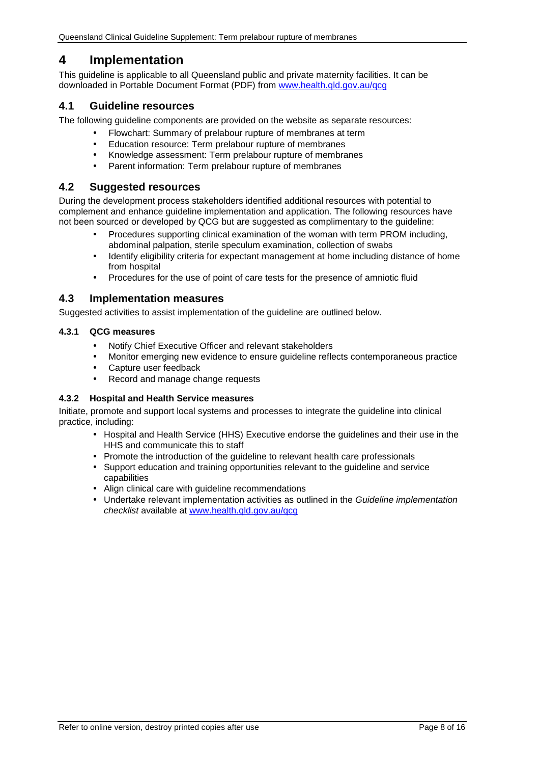# 4 Implementation

This guideline is applicable to all Queensland public and private maternity facilities. It can be downloaded in Portable Document Format (PDF) from www.health.qld.gov.au/qcg

## 4.1 Guideline resources

The following guideline components are provided on the website as separate resources:

- Flowchart: Summary of prelabour rupture of membranes at term
- Education resource: Term prelabour rupture of membranes
- Knowledge assessment: Term prelabour rupture of membranes
- Parent information: Term prelabour rupture of membranes

## 4.2 Suggested resources

During the development process stakeholders identified additional resources with potential to complement and enhance guideline implementation and application. The following resources have not been sourced or developed by QCG but are suggested as complimentary to the guideline:

- Procedures supporting clinical examination of the woman with term PROM including, abdominal palpation, sterile speculum examination, collection of swabs
- Identify eligibility criteria for expectant management at home including distance of home from hospital
- Procedures for the use of point of care tests for the presence of amniotic fluid

## 4.3 Implementation measures

Suggested activities to assist implementation of the guideline are outlined below.

### 4.3.1 QCG measures

- Notify Chief Executive Officer and relevant stakeholders
- Monitor emerging new evidence to ensure guideline reflects contemporaneous practice
- Capture user feedback
- Record and manage change requests

### 4.3.2 Hospital and Health Service measures

Initiate, promote and support local systems and processes to integrate the guideline into clinical practice, including:

- Hospital and Health Service (HHS) Executive endorse the guidelines and their use in the HHS and communicate this to staff
- Promote the introduction of the guideline to relevant health care professionals
- Support education and training opportunities relevant to the guideline and service capabilities
- Align clinical care with guideline recommendations
- Undertake relevant implementation activities as outlined in the *Guideline implementation checklist* available at www.health.qld.gov.au/qcg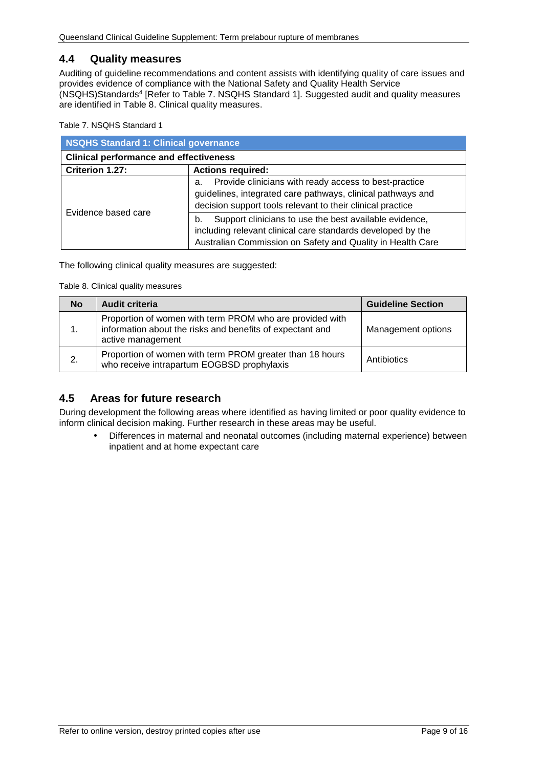## 4.4 Quality measures

Auditing of guideline recommendations and content assists with identifying quality of care issues and provides evidence of compliance with the National Safety and Quality Health Service (NSQHS)Standards[4] [Refer to Table 7. NSQHS Standard 1]. Suggested audit and quality measures are identified in Table 8. Clinical quality measures.

Table 7. NSQHS Standard 1

| **NSQHS Standard 1: Clinical governance** | |
|---|---|
| **Clinical performance and effectiveness** | |
| **Criterion 1.27:** | **Actions required:** |
| Evidence based care | a. Provide clinicians with ready access to best-practice guidelines, integrated care pathways, clinical pathways and decision support tools relevant to their clinical practice |
| | b. Support clinicians to use the best available evidence, including relevant clinical care standards developed by the Australian Commission on Safety and Quality in Health Care |

The following clinical quality measures are suggested:

Table 8. Clinical quality measures

| No | Audit criteria | Guideline Section |
|---|---|---|
| 1. | Proportion of women with term PROM who are provided with information about the risks and benefits of expectant and active management | Management options |
| 2. | Proportion of women with term PROM greater than 18 hours who receive intrapartum EOGBSD prophylaxis | Antibiotics |

## 4.5 Areas for future research

During development the following areas where identified as having limited or poor quality evidence to inform clinical decision making. Further research in these areas may be useful.

- Differences in maternal and neonatal outcomes (including maternal experience) between inpatient and at home expectant care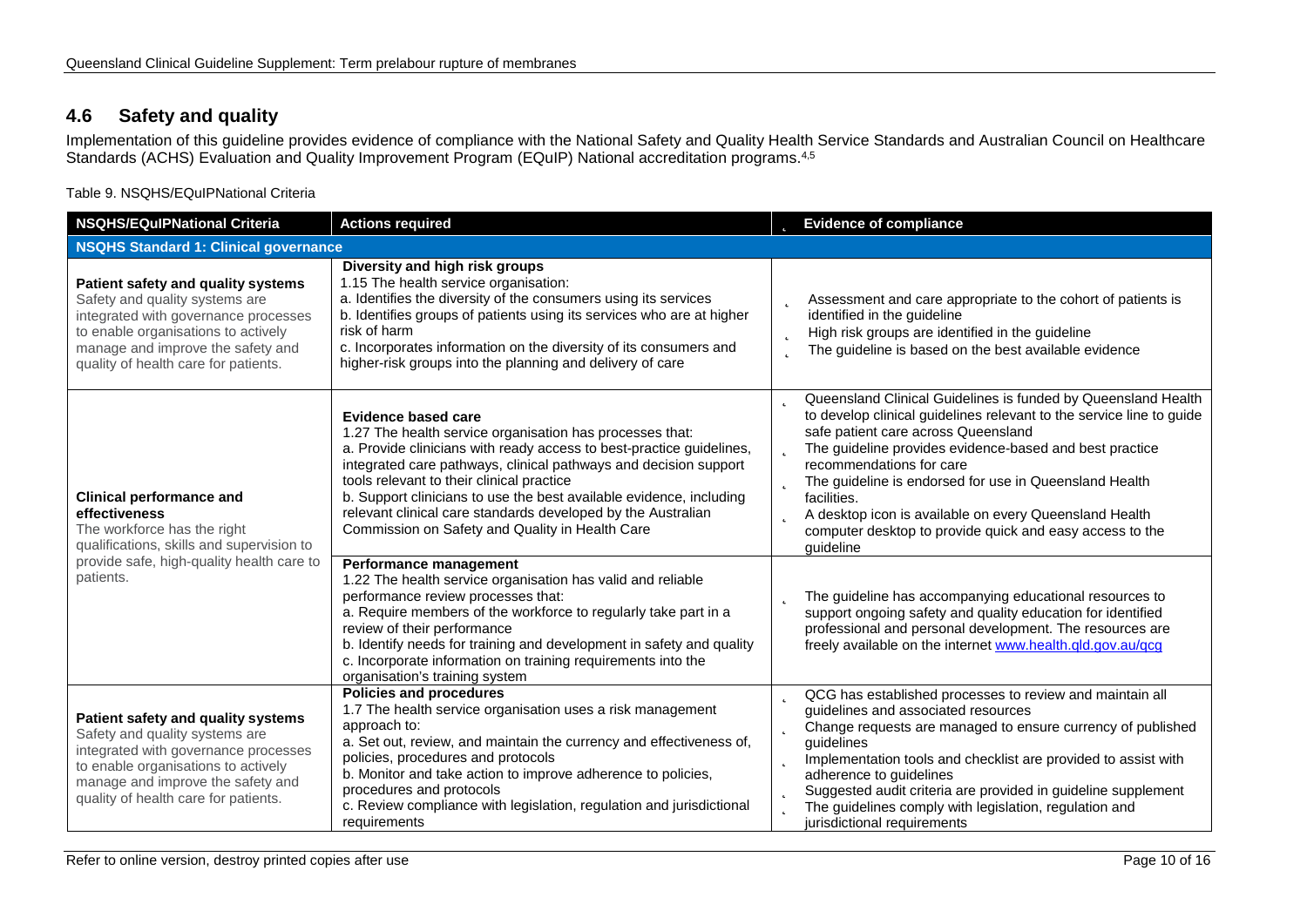## 4.6 Safety and quality

Implementation of this guideline provides evidence of compliance with the National Safety and Quality Health Service Standards and Australian Council on Healthcare Standards (ACHS) Evaluation and Quality Improvement Program (EQuIP) National accreditation programs.[4,5]

Table 9. NSQHS/EQuIPNational Criteria

| NSQHS/EQuIPNational Criteria | Actions required | Evidence of compliance |
|---|---|---|
| **NSQHS Standard 1: Clinical governance** | | |
| **Patient safety and quality systems**<br>Safety and quality systems are integrated with governance processes to enable organisations to actively manage and improve the safety and quality of health care for patients. | **Diversity and high risk groups**<br>1.15 The health service organisation:<br>a. Identifies the diversity of the consumers using its services<br>b. Identifies groups of patients using its services who are at higher risk of harm<br>c. Incorporates information on the diversity of its consumers and higher-risk groups into the planning and delivery of care | - Assessment and care appropriate to the cohort of patients is identified in the guideline<br>- High risk groups are identified in the guideline<br>- The guideline is based on the best available evidence |
| **Clinical performance and effectiveness**<br>The workforce has the right qualifications, skills and supervision to provide safe, high-quality health care to patients. | **Evidence based care**<br>1.27 The health service organisation has processes that:<br>a. Provide clinicians with ready access to best-practice guidelines, integrated care pathways, clinical pathways and decision support tools relevant to their clinical practice<br>b. Support clinicians to use the best available evidence, including relevant clinical care standards developed by the Australian Commission on Safety and Quality in Health Care | - Queensland Clinical Guidelines is funded by Queensland Health to develop clinical guidelines relevant to the service line to guide safe patient care across Queensland<br>- The guideline provides evidence-based and best practice recommendations for care<br>- The guideline is endorsed for use in Queensland Health facilities.<br>- A desktop icon is available on every Queensland Health computer desktop to provide quick and easy access to the guideline |
| | **Performance management**<br>1.22 The health service organisation has valid and reliable performance review processes that:<br>a. Require members of the workforce to regularly take part in a review of their performance<br>b. Identify needs for training and development in safety and quality<br>c. Incorporate information on training requirements into the organisation's training system | - The guideline has accompanying educational resources to support ongoing safety and quality education for identified professional and personal development. The resources are freely available on the internet www.health.qld.gov.au/qcg |
| **Patient safety and quality systems**<br>Safety and quality systems are integrated with governance processes to enable organisations to actively manage and improve the safety and quality of health care for patients. | **Policies and procedures**<br>1.7 The health service organisation uses a risk management approach to:<br>a. Set out, review, and maintain the currency and effectiveness of, policies, procedures and protocols<br>b. Monitor and take action to improve adherence to policies, procedures and protocols<br>c. Review compliance with legislation, regulation and jurisdictional requirements | - QCG has established processes to review and maintain all guidelines and associated resources<br>- Change requests are managed to ensure currency of published guidelines<br>- Implementation tools and checklist are provided to assist with adherence to guidelines<br>- Suggested audit criteria are provided in guideline supplement<br>- The guidelines comply with legislation, regulation and jurisdictional requirements |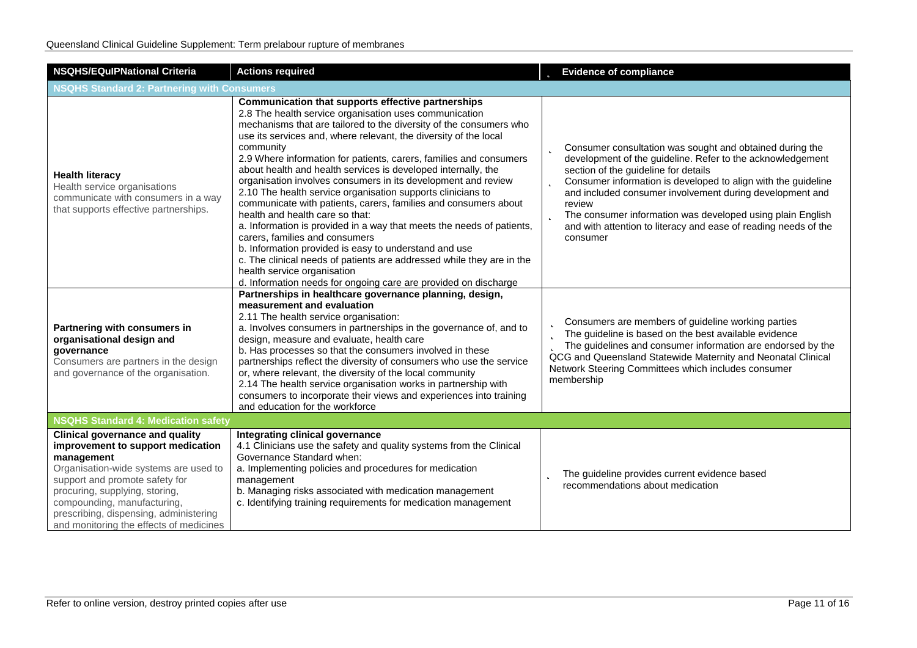| NSQHS/EQuIPNational Criteria | Actions required | Evidence of compliance |
|---|---|---|
| **NSQHS Standard 2: Partnering with Consumers** | | |
| **Health literacy**<br>Health service organisations communicate with consumers in a way that supports effective partnerships. | **Communication that supports effective partnerships**<br>2.8 The health service organisation uses communication mechanisms that are tailored to the diversity of the consumers who use its services and, where relevant, the diversity of the local community<br>2.9 Where information for patients, carers, families and consumers about health and health services is developed internally, the organisation involves consumers in its development and review<br>2.10 The health service organisation supports clinicians to communicate with patients, carers, families and consumers about health and health care so that:<br>a. Information is provided in a way that meets the needs of patients, carers, families and consumers<br>b. Information provided is easy to understand and use<br>c. The clinical needs of patients are addressed while they are in the health service organisation<br>d. Information needs for ongoing care are provided on discharge | - Consumer consultation was sought and obtained during the development of the guideline. Refer to the acknowledgement section of the guideline for details<br>- Consumer information is developed to align with the guideline and included consumer involvement during development and review<br>- The consumer information was developed using plain English and with attention to literacy and ease of reading needs of the consumer |
| **Partnering with consumers in organisational design and governance**<br>Consumers are partners in the design and governance of the organisation. | **Partnerships in healthcare governance planning, design, measurement and evaluation**<br>2.11 The health service organisation:<br>a. Involves consumers in partnerships in the governance of, and to design, measure and evaluate, health care<br>b. Has processes so that the consumers involved in these partnerships reflect the diversity of consumers who use the service or, where relevant, the diversity of the local community<br>2.14 The health service organisation works in partnership with consumers to incorporate their views and experiences into training and education for the workforce | - Consumers are members of guideline working parties<br>- The guideline is based on the best available evidence<br>- The guidelines and consumer information are endorsed by the QCG and Queensland Statewide Maternity and Neonatal Clinical Network Steering Committees which includes consumer membership |
| **NSQHS Standard 4: Medication safety** | | |
| **Clinical governance and quality improvement to support medication management**<br>Organisation-wide systems are used to support and promote safety for procuring, supplying, storing, compounding, manufacturing, prescribing, dispensing, administering and monitoring the effects of medicines | **Integrating clinical governance**<br>4.1 Clinicians use the safety and quality systems from the Clinical Governance Standard when:<br>a. Implementing policies and procedures for medication management<br>b. Managing risks associated with medication management<br>c. Identifying training requirements for medication management | - The guideline provides current evidence based recommendations about medication |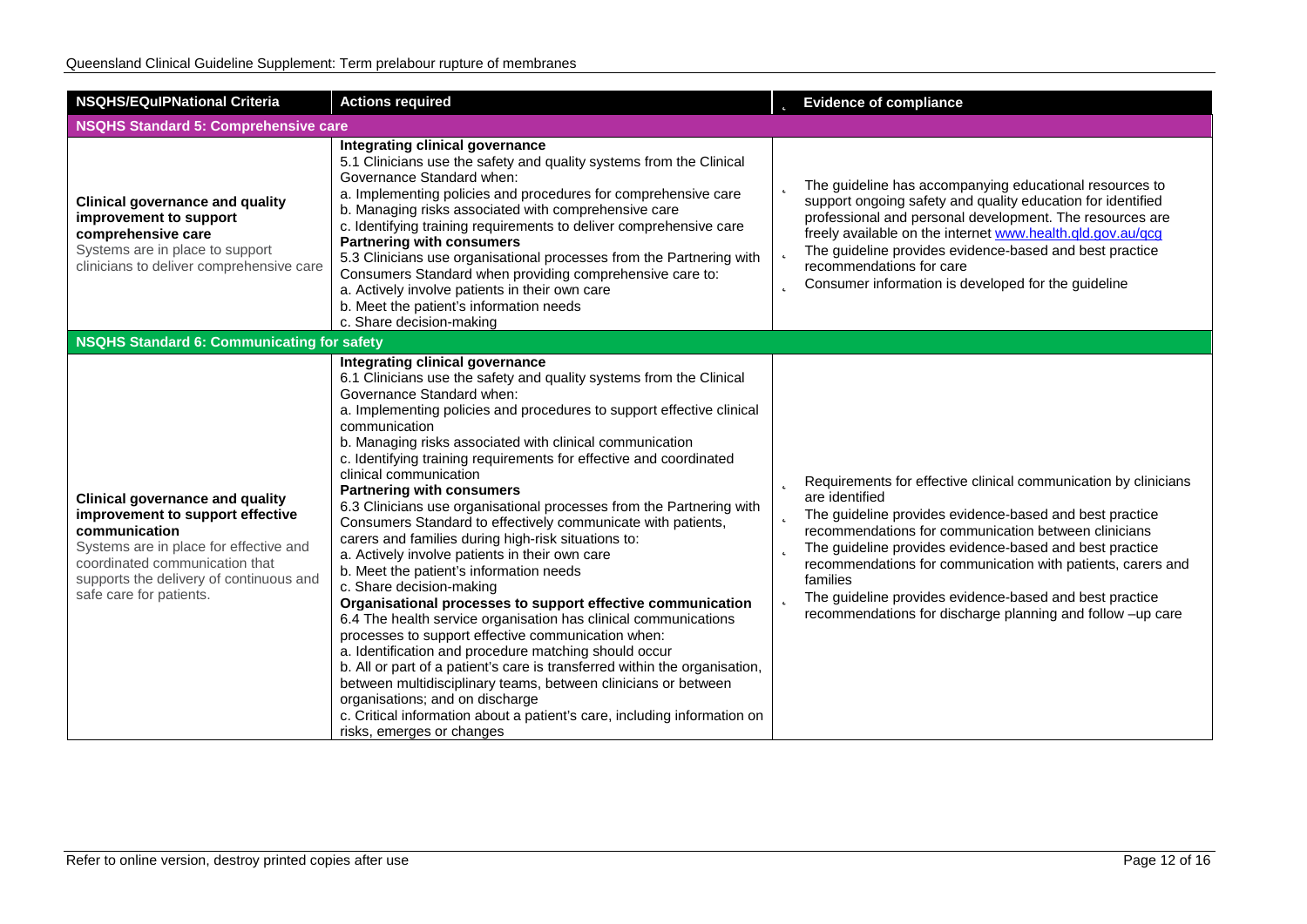| NSQHS/EQuIPNational Criteria | Actions required | Evidence of compliance |
|---|---|---|
| **NSQHS Standard 5: Comprehensive care** | | |
| **Clinical governance and quality improvement to support comprehensive care**<br>Systems are in place to support clinicians to deliver comprehensive care | **Integrating clinical governance**<br>5.1 Clinicians use the safety and quality systems from the Clinical Governance Standard when:<br>a. Implementing policies and procedures for comprehensive care<br>b. Managing risks associated with comprehensive care<br>c. Identifying training requirements to deliver comprehensive care<br>**Partnering with consumers**<br>5.3 Clinicians use organisational processes from the Partnering with Consumers Standard when providing comprehensive care to:<br>a. Actively involve patients in their own care<br>b. Meet the patient's information needs<br>c. Share decision-making | - The guideline has accompanying educational resources to support ongoing safety and quality education for identified professional and personal development. The resources are freely available on the internet [www.health.qld.gov.au/qcg](www.health.qld.gov.au/qcg)<br>- The guideline provides evidence-based and best practice recommendations for care<br>- Consumer information is developed for the guideline |
| **NSQHS Standard 6: Communicating for safety** | | |
| **Clinical governance and quality improvement to support effective communication**<br>Systems are in place for effective and coordinated communication that supports the delivery of continuous and safe care for patients. | **Integrating clinical governance**<br>6.1 Clinicians use the safety and quality systems from the Clinical Governance Standard when:<br>a. Implementing policies and procedures to support effective clinical communication<br>b. Managing risks associated with clinical communication<br>c. Identifying training requirements for effective and coordinated clinical communication<br>**Partnering with consumers**<br>6.3 Clinicians use organisational processes from the Partnering with Consumers Standard to effectively communicate with patients, carers and families during high-risk situations to:<br>a. Actively involve patients in their own care<br>b. Meet the patient's information needs<br>c. Share decision-making<br>**Organisational processes to support effective communication**<br>6.4 The health service organisation has clinical communications processes to support effective communication when:<br>a. Identification and procedure matching should occur<br>b. All or part of a patient's care is transferred within the organisation, between multidisciplinary teams, between clinicians or between organisations; and on discharge<br>c. Critical information about a patient's care, including information on risks, emerges or changes | - Requirements for effective clinical communication by clinicians are identified<br>- The guideline provides evidence-based and best practice recommendations for communication between clinicians<br>- The guideline provides evidence-based and best practice recommendations for communication with patients, carers and families<br>- The guideline provides evidence-based and best practice recommendations for discharge planning and follow –up care |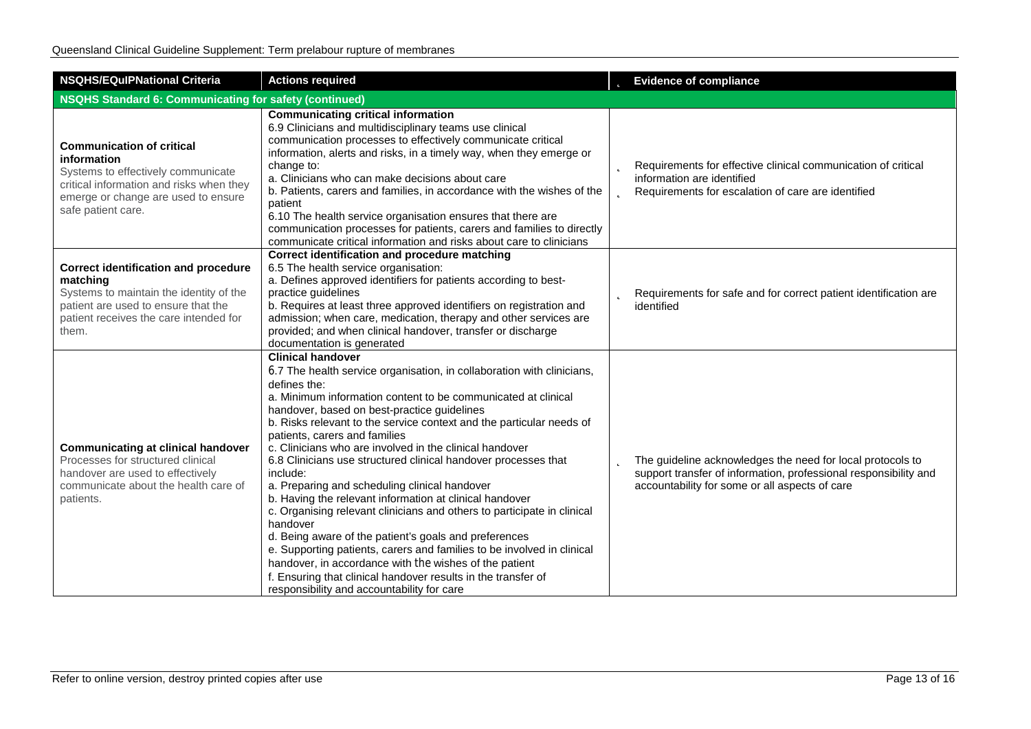| NSQHS/EQuIPNational Criteria | Actions required | Evidence of compliance |
|---|---|---|
| **NSQHS Standard 6: Communicating for safety (continued)** | | |
| **Communication of critical information**<br>Systems to effectively communicate critical information and risks when they emerge or change are used to ensure safe patient care. | **Communicating critical information**<br>6.9 Clinicians and multidisciplinary teams use clinical communication processes to effectively communicate critical information, alerts and risks, in a timely way, when they emerge or change to:<br>a. Clinicians who can make decisions about care<br>b. Patients, carers and families, in accordance with the wishes of the patient<br>6.10 The health service organisation ensures that there are communication processes for patients, carers and families to directly communicate critical information and risks about care to clinicians | - Requirements for effective clinical communication of critical information are identified<br>- Requirements for escalation of care are identified |
| **Correct identification and procedure matching**<br>Systems to maintain the identity of the patient are used to ensure that the patient receives the care intended for them. | **Correct identification and procedure matching**<br>6.5 The health service organisation:<br>a. Defines approved identifiers for patients according to best-practice guidelines<br>b. Requires at least three approved identifiers on registration and admission; when care, medication, therapy and other services are provided; and when clinical handover, transfer or discharge documentation is generated | - Requirements for safe and for correct patient identification are identified |
| **Communicating at clinical handover**<br>Processes for structured clinical handover are used to effectively communicate about the health care of patients. | **Clinical handover**<br>6.7 The health service organisation, in collaboration with clinicians, defines the:<br>a. Minimum information content to be communicated at clinical handover, based on best-practice guidelines<br>b. Risks relevant to the service context and the particular needs of patients, carers and families<br>c. Clinicians who are involved in the clinical handover<br>6.8 Clinicians use structured clinical handover processes that include:<br>a. Preparing and scheduling clinical handover<br>b. Having the relevant information at clinical handover<br>c. Organising relevant clinicians and others to participate in clinical handover<br>d. Being aware of the patient's goals and preferences<br>e. Supporting patients, carers and families to be involved in clinical handover, in accordance with the wishes of the patient<br>f. Ensuring that clinical handover results in the transfer of responsibility and accountability for care | - The guideline acknowledges the need for local protocols to support transfer of information, professional responsibility and accountability for some or all aspects of care |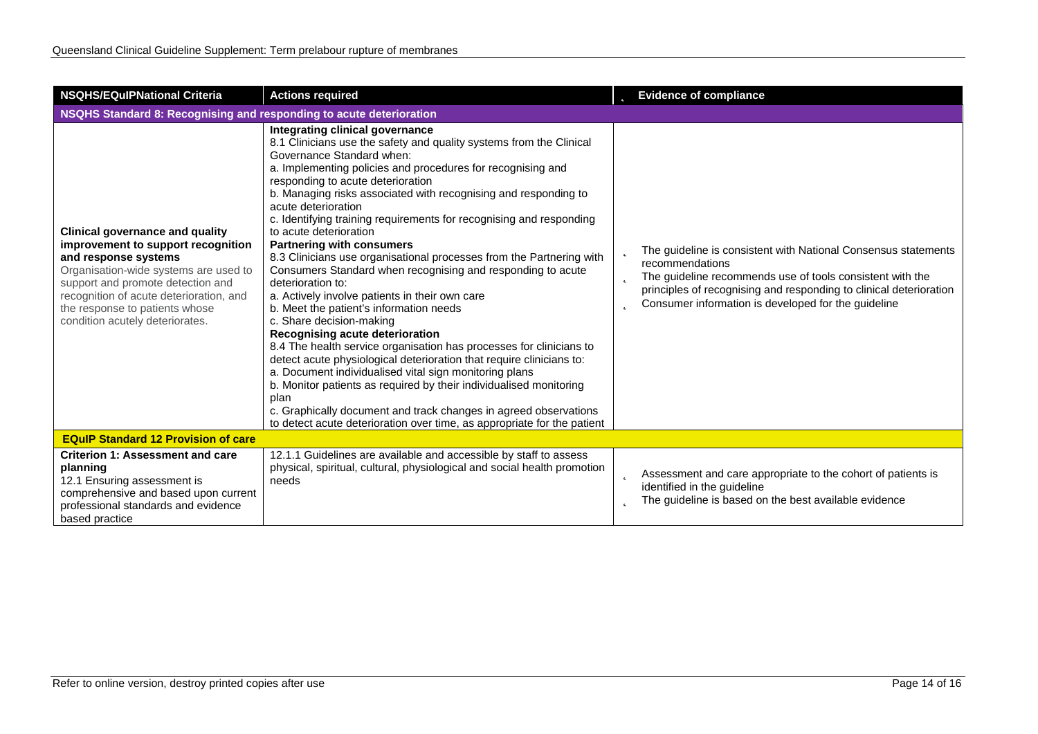| NSQHS/EQuIPNational Criteria | Actions required | Evidence of compliance |
|---|---|---|
| **NSQHS Standard 8: Recognising and responding to acute deterioration** | | |
| **Clinical governance and quality improvement to support recognition and response systems**<br>Organisation-wide systems are used to support and promote detection and recognition of acute deterioration, and the response to patients whose condition acutely deteriorates. | **Integrating clinical governance**<br>8.1 Clinicians use the safety and quality systems from the Clinical Governance Standard when:<br>a. Implementing policies and procedures for recognising and responding to acute deterioration<br>b. Managing risks associated with recognising and responding to acute deterioration<br>c. Identifying training requirements for recognising and responding to acute deterioration<br>**Partnering with consumers**<br>8.3 Clinicians use organisational processes from the Partnering with Consumers Standard when recognising and responding to acute deterioration to:<br>a. Actively involve patients in their own care<br>b. Meet the patient's information needs<br>c. Share decision-making<br>**Recognising acute deterioration**<br>8.4 The health service organisation has processes for clinicians to detect acute physiological deterioration that require clinicians to:<br>a. Document individualised vital sign monitoring plans<br>b. Monitor patients as required by their individualised monitoring plan<br>c. Graphically document and track changes in agreed observations to detect acute deterioration over time, as appropriate for the patient | - The guideline is consistent with National Consensus statements recommendations<br>- The guideline recommends use of tools consistent with the principles of recognising and responding to clinical deterioration<br>- Consumer information is developed for the guideline |
| **EQuIP Standard 12 Provision of care** | | |
| **Criterion 1: Assessment and care planning**<br>12.1 Ensuring assessment is comprehensive and based upon current professional standards and evidence based practice | 12.1.1 Guidelines are available and accessible by staff to assess physical, spiritual, cultural, physiological and social health promotion needs | - Assessment and care appropriate to the cohort of patients is identified in the guideline<br>- The guideline is based on the best available evidence |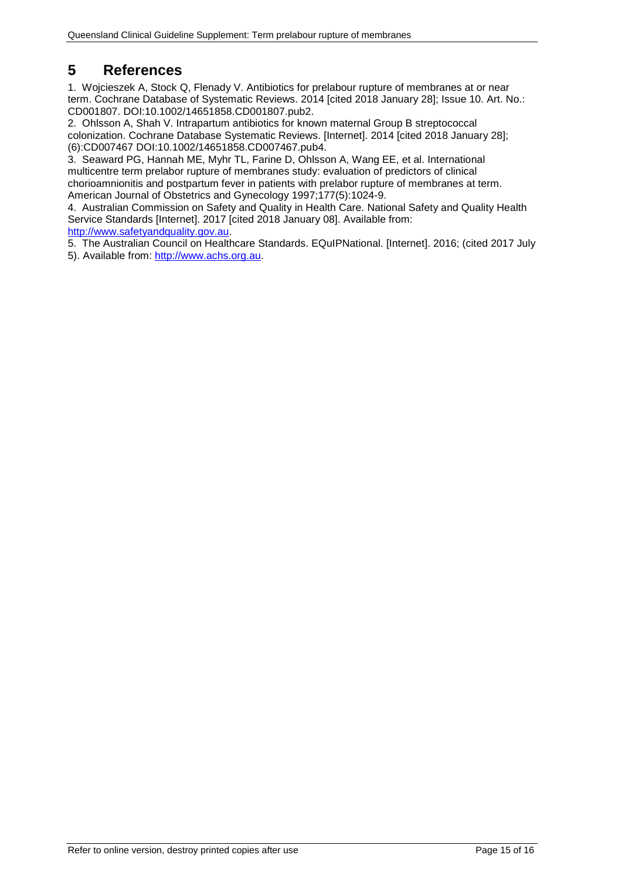# 5 References

1. Wojcieszek A, Stock Q, Flenady V. Antibiotics for prelabour rupture of membranes at or near term. Cochrane Database of Systematic Reviews. 2014 [cited 2018 January 28]; Issue 10. Art. No.: CD001807. DOI:10.1002/14651858.CD001807.pub2.
2. Ohlsson A, Shah V. Intrapartum antibiotics for known maternal Group B streptococcal colonization. Cochrane Database Systematic Reviews. [Internet]. 2014 [cited 2018 January 28]; (6):CD007467 DOI:10.1002/14651858.CD007467.pub4.
3. Seaward PG, Hannah ME, Myhr TL, Farine D, Ohlsson A, Wang EE, et al. International multicentre term prelabor rupture of membranes study: evaluation of predictors of clinical chorioamnionitis and postpartum fever in patients with prelabor rupture of membranes at term. American Journal of Obstetrics and Gynecology 1997;177(5):1024-9.
4. Australian Commission on Safety and Quality in Health Care. National Safety and Quality Health Service Standards [Internet]. 2017 [cited 2018 January 08]. Available from: http://www.safetyandquality.gov.au.
5. The Australian Council on Healthcare Standards. EQuIPNational. [Internet]. 2016; (cited 2017 July 5). Available from: http://www.achs.org.au.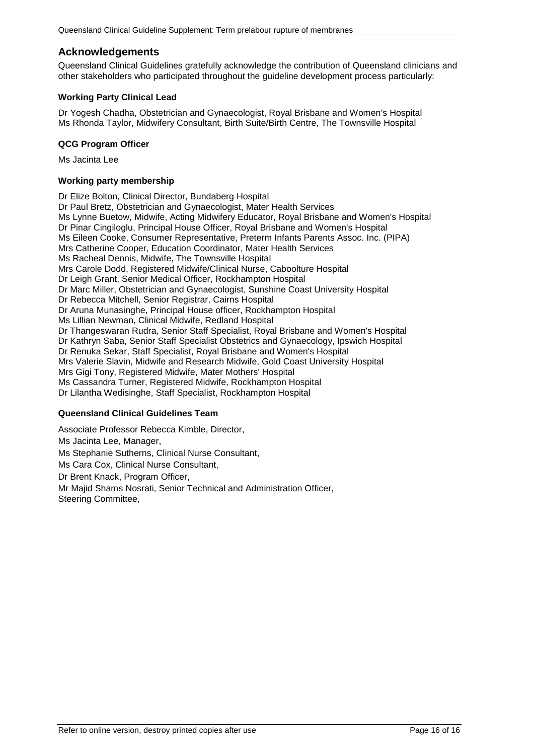## Acknowledgements

Queensland Clinical Guidelines gratefully acknowledge the contribution of Queensland clinicians and other stakeholders who participated throughout the guideline development process particularly:

### Working Party Clinical Lead

Dr Yogesh Chadha, Obstetrician and Gynaecologist, Royal Brisbane and Women's Hospital
Ms Rhonda Taylor, Midwifery Consultant, Birth Suite/Birth Centre, The Townsville Hospital

### QCG Program Officer

Ms Jacinta Lee

### Working party membership

Dr Elize Bolton, Clinical Director, Bundaberg Hospital
Dr Paul Bretz, Obstetrician and Gynaecologist, Mater Health Services
Ms Lynne Buetow, Midwife, Acting Midwifery Educator, Royal Brisbane and Women's Hospital
Dr Pinar Cingiloglu, Principal House Officer, Royal Brisbane and Women's Hospital
Ms Eileen Cooke, Consumer Representative, Preterm Infants Parents Assoc. Inc. (PIPA)
Mrs Catherine Cooper, Education Coordinator, Mater Health Services
Ms Racheal Dennis, Midwife, The Townsville Hospital
Mrs Carole Dodd, Registered Midwife/Clinical Nurse, Caboolture Hospital
Dr Leigh Grant, Senior Medical Officer, Rockhampton Hospital
Dr Marc Miller, Obstetrician and Gynaecologist, Sunshine Coast University Hospital
Dr Rebecca Mitchell, Senior Registrar, Cairns Hospital
Dr Aruna Munasinghe, Principal House officer, Rockhampton Hospital
Ms Lillian Newman, Clinical Midwife, Redland Hospital
Dr Thangeswaran Rudra, Senior Staff Specialist, Royal Brisbane and Women's Hospital
Dr Kathryn Saba, Senior Staff Specialist Obstetrics and Gynaecology, Ipswich Hospital
Dr Renuka Sekar, Staff Specialist, Royal Brisbane and Women's Hospital
Mrs Valerie Slavin, Midwife and Research Midwife, Gold Coast University Hospital
Mrs Gigi Tony, Registered Midwife, Mater Mothers' Hospital
Ms Cassandra Turner, Registered Midwife, Rockhampton Hospital
Dr Lilantha Wedisinghe, Staff Specialist, Rockhampton Hospital

### Queensland Clinical Guidelines Team

Associate Professor Rebecca Kimble, Director,
Ms Jacinta Lee, Manager,
Ms Stephanie Sutherns, Clinical Nurse Consultant,
Ms Cara Cox, Clinical Nurse Consultant,
Dr Brent Knack, Program Officer,
Mr Majid Shams Nosrati, Senior Technical and Administration Officer,
Steering Committee,